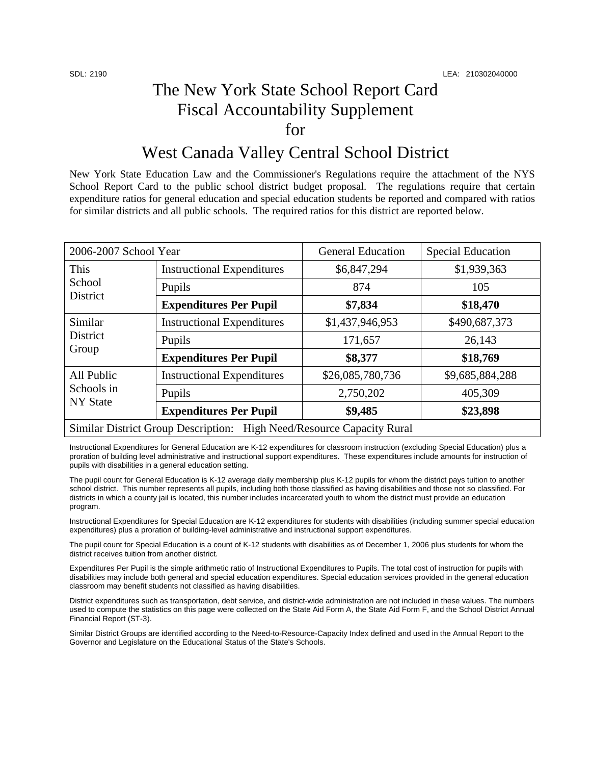SDL: 2190 LEA: 210302040000

# The New York State School Report Card Fiscal Accountability Supplement for

# West Canada Valley Central School District

New York State Education Law and the Commissioner's Regulations require the attachment of the NYS School Report Card to the public school district budget proposal. The regulations require that certain expenditure ratios for general education and special education students be reported and compared with ratios for similar districts and all public schools. The required ratios for this district are reported below.

| 2006-2007 School Year | | General Education | Special Education |
|---|---|---|---|
| This School District | Instructional Expenditures | $6,847,294 | $1,939,363 |
| | Pupils | 874 | 105 |
| | **Expenditures Per Pupil** | **$7,834** | **$18,470** |
| Similar District Group | Instructional Expenditures | $1,437,946,953 | $490,687,373 |
| | Pupils | 171,657 | 26,143 |
| | **Expenditures Per Pupil** | **$8,377** | **$18,769** |
| All Public Schools in NY State | Instructional Expenditures | $26,085,780,736 | $9,685,884,288 |
| | Pupils | 2,750,202 | 405,309 |
| | **Expenditures Per Pupil** | **$9,485** | **$23,898** |
| Similar District Group Description: High Need/Resource Capacity Rural | | | |

Instructional Expenditures for General Education are K-12 expenditures for classroom instruction (excluding Special Education) plus a proration of building level administrative and instructional support expenditures. These expenditures include amounts for instruction of pupils with disabilities in a general education setting.

The pupil count for General Education is K-12 average daily membership plus K-12 pupils for whom the district pays tuition to another school district. This number represents all pupils, including both those classified as having disabilities and those not so classified. For districts in which a county jail is located, this number includes incarcerated youth to whom the district must provide an education program.

Instructional Expenditures for Special Education are K-12 expenditures for students with disabilities (including summer special education expenditures) plus a proration of building-level administrative and instructional support expenditures.

The pupil count for Special Education is a count of K-12 students with disabilities as of December 1, 2006 plus students for whom the district receives tuition from another district.

Expenditures Per Pupil is the simple arithmetic ratio of Instructional Expenditures to Pupils. The total cost of instruction for pupils with disabilities may include both general and special education expenditures. Special education services provided in the general education classroom may benefit students not classified as having disabilities.

District expenditures such as transportation, debt service, and district-wide administration are not included in these values. The numbers used to compute the statistics on this page were collected on the State Aid Form A, the State Aid Form F, and the School District Annual Financial Report (ST-3).

Similar District Groups are identified according to the Need-to-Resource-Capacity Index defined and used in the Annual Report to the Governor and Legislature on the Educational Status of the State's Schools.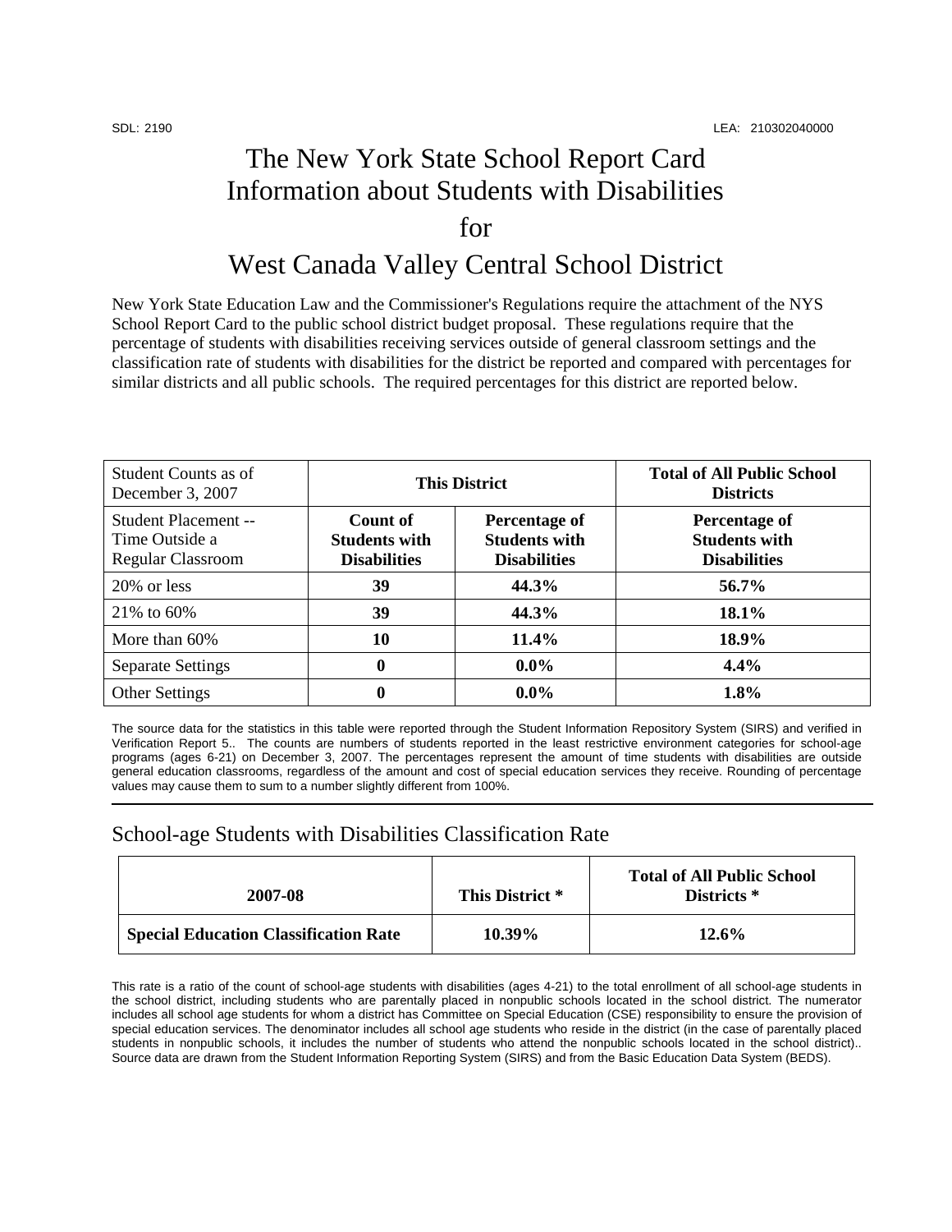SDL: 2190 LEA: 210302040000

# The New York State School Report Card
# Information about Students with Disabilities
# for
# West Canada Valley Central School District

New York State Education Law and the Commissioner's Regulations require the attachment of the NYS School Report Card to the public school district budget proposal. These regulations require that the percentage of students with disabilities receiving services outside of general classroom settings and the classification rate of students with disabilities for the district be reported and compared with percentages for similar districts and all public schools. The required percentages for this district are reported below.

| Student Counts as of December 3, 2007 | **This District** | | **Total of All Public School Districts** |
|---|---|---|---|
| Student Placement -- Time Outside a Regular Classroom | **Count of Students with Disabilities** | **Percentage of Students with Disabilities** | **Percentage of Students with Disabilities** |
| 20% or less | **39** | **44.3%** | **56.7%** |
| 21% to 60% | **39** | **44.3%** | **18.1%** |
| More than 60% | **10** | **11.4%** | **18.9%** |
| Separate Settings | **0** | **0.0%** | **4.4%** |
| Other Settings | **0** | **0.0%** | **1.8%** |

The source data for the statistics in this table were reported through the Student Information Repository System (SIRS) and verified in Verification Report 5.. The counts are numbers of students reported in the least restrictive environment categories for school-age programs (ages 6-21) on December 3, 2007. The percentages represent the amount of time students with disabilities are outside general education classrooms, regardless of the amount and cost of special education services they receive. Rounding of percentage values may cause them to sum to a number slightly different from 100%.

## School-age Students with Disabilities Classification Rate

| **2007-08** | **This District *** | **Total of All Public School Districts *** |
|---|---|---|
| **Special Education Classification Rate** | **10.39%** | **12.6%** |

This rate is a ratio of the count of school-age students with disabilities (ages 4-21) to the total enrollment of all school-age students in the school district, including students who are parentally placed in nonpublic schools located in the school district. The numerator includes all school age students for whom a district has Committee on Special Education (CSE) responsibility to ensure the provision of special education services. The denominator includes all school age students who reside in the district (in the case of parentally placed students in nonpublic schools, it includes the number of students who attend the nonpublic schools located in the school district).. Source data are drawn from the Student Information Reporting System (SIRS) and from the Basic Education Data System (BEDS).